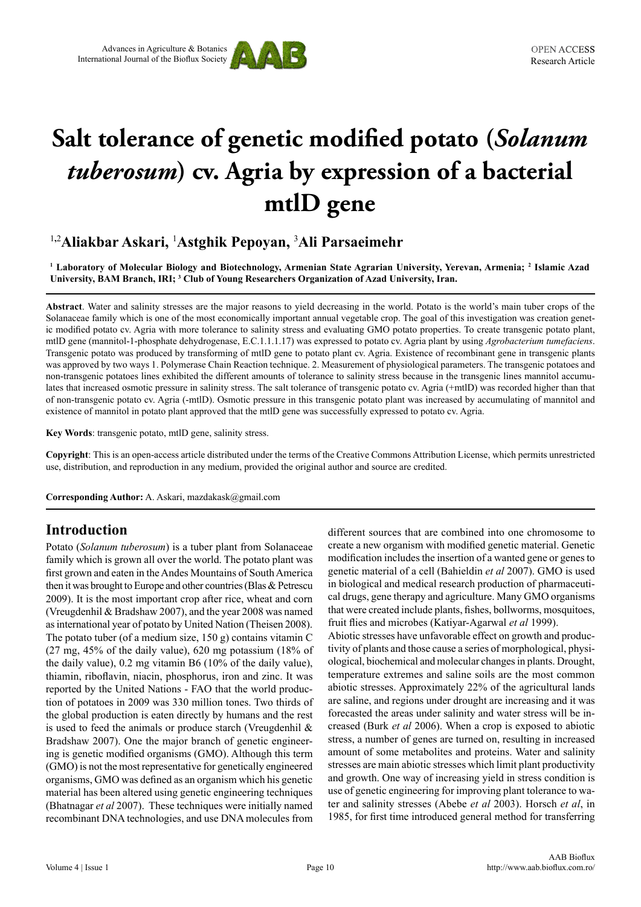# Salt tolerance of genetic modified potato (*Solanum tuberosum*) cv. Agria by expression of a bacterial mtlD gene

[1,2]**Aliakbar Askari**, [1]**Astghik Pepoyan**, [3]**Ali Parsaeimehr**

[1] **Laboratory of Molecular Biology and Biotechnology, Armenian State Agrarian University, Yerevan, Armenia;** [2] **Islamic Azad University, BAM Branch, IRI;** [3] **Club of Young Researchers Organization of Azad University, Iran.**

**Abstract**. Water and salinity stresses are the major reasons to yield decreasing in the world. Potato is the world's main tuber crops of the Solanaceae family which is one of the most economically important annual vegetable crop. The goal of this investigation was creation genetic modified potato cv. Agria with more tolerance to salinity stress and evaluating GMO potato properties. To create transgenic potato plant, mtlD gene (mannitol-1-phosphate dehydrogenase, E.C.1.1.1.17) was expressed to potato cv. Agria plant by using *Agrobacterium tumefaciens*. Transgenic potato was produced by transforming of mtlD gene to potato plant cv. Agria. Existence of recombinant gene in transgenic plants was approved by two ways 1. Polymerase Chain Reaction technique. 2. Measurement of physiological parameters. The transgenic potatoes and non-transgenic potatoes lines exhibited the different amounts of tolerance to salinity stress because in the transgenic lines mannitol accumulates that increased osmotic pressure in salinity stress. The salt tolerance of transgenic potato cv. Agria (+mtlD) was recorded higher than that of non-transgenic potato cv. Agria (-mtlD). Osmotic pressure in this transgenic potato plant was increased by accumulating of mannitol and existence of mannitol in potato plant approved that the mtlD gene was successfully expressed to potato cv. Agria.

**Key Words**: transgenic potato, mtlD gene, salinity stress.

**Copyright**: This is an open-access article distributed under the terms of the Creative Commons Attribution License, which permits unrestricted use, distribution, and reproduction in any medium, provided the original author and source are credited.

**Corresponding Author:** A. Askari, mazdakask@gmail.com

## Introduction

Potato (*Solanum tuberosum*) is a tuber plant from Solanaceae family which is grown all over the world. The potato plant was first grown and eaten in the Andes Mountains of South America then it was brought to Europe and other countries (Blas & Petrescu 2009). It is the most important crop after rice, wheat and corn (Vreugdenhil & Bradshaw 2007), and the year 2008 was named as international year of potato by United Nation (Theisen 2008). The potato tuber (of a medium size, 150 g) contains vitamin C (27 mg, 45% of the daily value), 620 mg potassium (18% of the daily value), 0.2 mg vitamin B6 (10% of the daily value), thiamin, riboflavin, niacin, phosphorus, iron and zinc. It was reported by the United Nations - FAO that the world production of potatoes in 2009 was 330 million tones. Two thirds of the global production is eaten directly by humans and the rest is used to feed the animals or produce starch (Vreugdenhil & Bradshaw 2007). One the major branch of genetic engineering is genetic modified organisms (GMO). Although this term (GMO) is not the most representative for genetically engineered organisms, GMO was defined as an organism which his genetic material has been altered using genetic engineering techniques (Bhatnagar *et al* 2007). These techniques were initially named recombinant DNA technologies, and use DNA molecules from different sources that are combined into one chromosome to create a new organism with modified genetic material. Genetic modification includes the insertion of a wanted gene or genes to genetic material of a cell (Bahieldin *et al* 2007). GMO is used in biological and medical research production of pharmaceutical drugs, gene therapy and agriculture. Many GMO organisms that were created include plants, fishes, bollworms, mosquitoes, fruit flies and microbes (Katiyar-Agarwal *et al* 1999).

Abiotic stresses have unfavorable effect on growth and productivity of plants and those cause a series of morphological, physiological, biochemical and molecular changes in plants. Drought, temperature extremes and saline soils are the most common abiotic stresses. Approximately 22% of the agricultural lands are saline, and regions under drought are increasing and it was forecasted the areas under salinity and water stress will be increased (Burk *et al* 2006). When a crop is exposed to abiotic stress, a number of genes are turned on, resulting in increased amount of some metabolites and proteins. Water and salinity stresses are main abiotic stresses which limit plant productivity and growth. One way of increasing yield in stress condition is use of genetic engineering for improving plant tolerance to water and salinity stresses (Abebe *et al* 2003). Horsch *et al*, in 1985, for first time introduced general method for transferring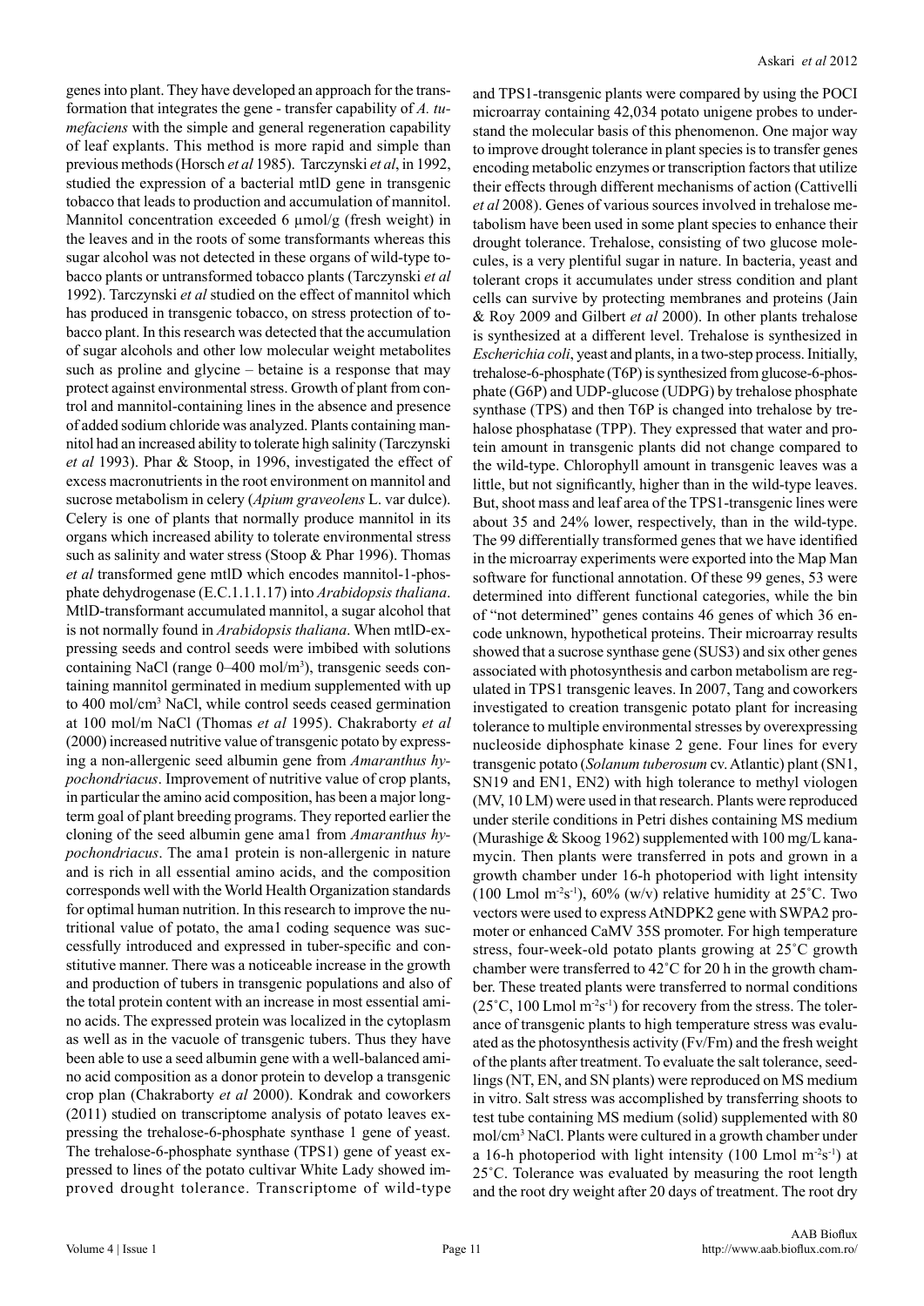genes into plant. They have developed an approach for the transformation that integrates the gene - transfer capability of *A. tumefaciens* with the simple and general regeneration capability of leaf explants. This method is more rapid and simple than previous methods (Horsch *et al* 1985). Tarczynski *et al*, in 1992, studied the expression of a bacterial mtlD gene in transgenic tobacco that leads to production and accumulation of mannitol. Mannitol concentration exceeded 6 μmol/g (fresh weight) in the leaves and in the roots of some transformants whereas this sugar alcohol was not detected in these organs of wild-type tobacco plants or untransformed tobacco plants (Tarczynski *et al* 1992). Tarczynski *et al* studied on the effect of mannitol which has produced in transgenic tobacco, on stress protection of tobacco plant. In this research was detected that the accumulation of sugar alcohols and other low molecular weight metabolites such as proline and glycine – betaine is a response that may protect against environmental stress. Growth of plant from control and mannitol-containing lines in the absence and presence of added sodium chloride was analyzed. Plants containing mannitol had an increased ability to tolerate high salinity (Tarczynski *et al* 1993). Phar & Stoop, in 1996, investigated the effect of excess macronutrients in the root environment on mannitol and sucrose metabolism in celery (*Apium graveolens* L. var dulce). Celery is one of plants that normally produce mannitol in its organs which increased ability to tolerate environmental stress such as salinity and water stress (Stoop & Phar 1996). Thomas *et al* transformed gene mtlD which encodes mannitol-1-phosphate dehydrogenase (E.C.1.1.1.17) into *Arabidopsis thaliana*. MtlD-transformant accumulated mannitol, a sugar alcohol that is not normally found in *Arabidopsis thaliana*. When mtlD-expressing seeds and control seeds were imbibed with solutions containing NaCl (range 0–400 mol/m$^3$), transgenic seeds containing mannitol germinated in medium supplemented with up to 400 mol/cm$^3$ NaCl, while control seeds ceased germination at 100 mol/m NaCl (Thomas *et al* 1995). Chakraborty *et al* (2000) increased nutritive value of transgenic potato by expressing a non-allergenic seed albumin gene from *Amaranthus hypochondriacus*. Improvement of nutritive value of crop plants, in particular the amino acid composition, has been a major long-term goal of plant breeding programs. They reported earlier the cloning of the seed albumin gene ama1 from *Amaranthus hypochondriacus*. The ama1 protein is non-allergenic in nature and is rich in all essential amino acids, and the composition corresponds well with the World Health Organization standards for optimal human nutrition. In this research to improve the nutritional value of potato, the ama1 coding sequence was successfully introduced and expressed in tuber-specific and constitutive manner. There was a noticeable increase in the growth and production of tubers in transgenic populations and also of the total protein content with an increase in most essential amino acids. The expressed protein was localized in the cytoplasm as well as in the vacuole of transgenic tubers. Thus they have been able to use a seed albumin gene with a well-balanced amino acid composition as a donor protein to develop a transgenic crop plan (Chakraborty *et al* 2000). Kondrak and coworkers (2011) studied on transcriptome analysis of potato leaves expressing the trehalose-6-phosphate synthase 1 gene of yeast. The trehalose-6-phosphate synthase (TPS1) gene of yeast expressed to lines of the potato cultivar White Lady showed improved drought tolerance. Transcriptome of wild-type and TPS1-transgenic plants were compared by using the POCI microarray containing 42,034 potato unigene probes to understand the molecular basis of this phenomenon. One major way to improve drought tolerance in plant species is to transfer genes encoding metabolic enzymes or transcription factors that utilize their effects through different mechanisms of action (Cattivelli *et al* 2008). Genes of various sources involved in trehalose metabolism have been used in some plant species to enhance their drought tolerance. Trehalose, consisting of two glucose molecules, is a very plentiful sugar in nature. In bacteria, yeast and tolerant crops it accumulates under stress condition and plant cells can survive by protecting membranes and proteins (Jain & Roy 2009 and Gilbert *et al* 2000). In other plants trehalose is synthesized at a different level. Trehalose is synthesized in *Escherichia coli*, yeast and plants, in a two-step process. Initially, trehalose-6-phosphate (T6P) is synthesized from glucose-6-phosphate (G6P) and UDP-glucose (UDPG) by trehalose phosphate synthase (TPS) and then T6P is changed into trehalose by trehalose phosphatase (TPP). They expressed that water and protein amount in transgenic plants did not change compared to the wild-type. Chlorophyll amount in transgenic leaves was a little, but not significantly, higher than in the wild-type leaves. But, shoot mass and leaf area of the TPS1-transgenic lines were about 35 and 24% lower, respectively, than in the wild-type. The 99 differentially transformed genes that we have identified in the microarray experiments were exported into the Map Man software for functional annotation. Of these 99 genes, 53 were determined into different functional categories, while the bin of "not determined" genes contains 46 genes of which 36 encode unknown, hypothetical proteins. Their microarray results showed that a sucrose synthase gene (SUS3) and six other genes associated with photosynthesis and carbon metabolism are regulated in TPS1 transgenic leaves. In 2007, Tang and coworkers investigated to creation transgenic potato plant for increasing tolerance to multiple environmental stresses by overexpressing nucleoside diphosphate kinase 2 gene. Four lines for every transgenic potato (*Solanum tuberosum* cv. Atlantic) plant (SN1, SN19 and EN1, EN2) with high tolerance to methyl viologen (MV, 10 LM) were used in that research. Plants were reproduced under sterile conditions in Petri dishes containing MS medium (Murashige & Skoog 1962) supplemented with 100 mg/L kanamycin. Then plants were transferred in pots and grown in a growth chamber under 16-h photoperiod with light intensity (100 Lmol m$^{-2}$s$^{-1}$), 60% (w/v) relative humidity at 25˚C. Two vectors were used to express AtNDPK2 gene with SWPA2 promoter or enhanced CaMV 35S promoter. For high temperature stress, four-week-old potato plants growing at 25˚C growth chamber were transferred to 42˚C for 20 h in the growth chamber. These treated plants were transferred to normal conditions (25˚C, 100 Lmol m$^{-2}$s$^{-1}$) for recovery from the stress. The tolerance of transgenic plants to high temperature stress was evaluated as the photosynthesis activity (Fv/Fm) and the fresh weight of the plants after treatment. To evaluate the salt tolerance, seedlings (NT, EN, and SN plants) were reproduced on MS medium in vitro. Salt stress was accomplished by transferring shoots to test tube containing MS medium (solid) supplemented with 80 mol/cm$^3$ NaCl. Plants were cultured in a growth chamber under a 16-h photoperiod with light intensity (100 Lmol m$^{-2}$s$^{-1}$) at 25˚C. Tolerance was evaluated by measuring the root length and the root dry weight after 20 days of treatment. The root dry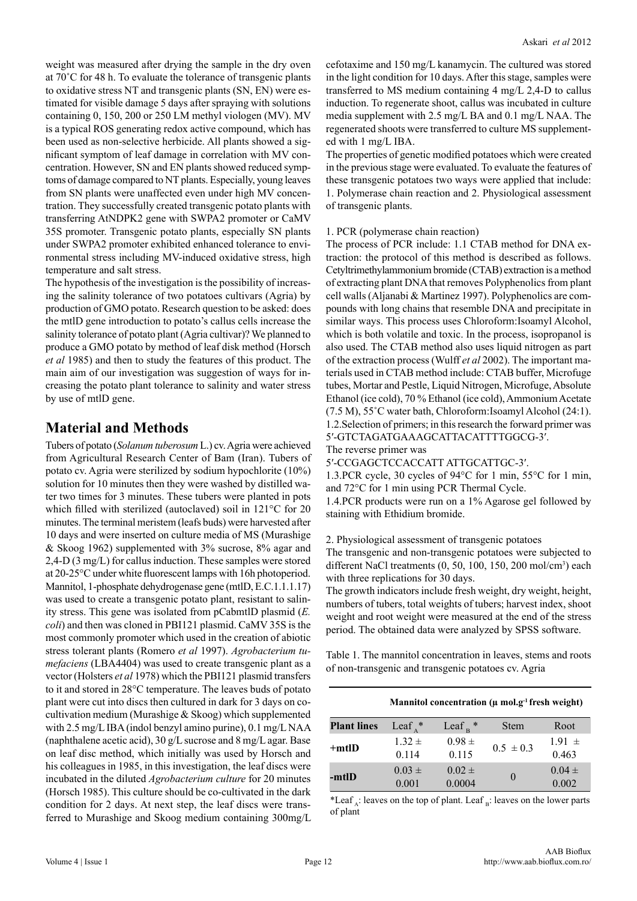weight was measured after drying the sample in the dry oven at 70˚C for 48 h. To evaluate the tolerance of transgenic plants to oxidative stress NT and transgenic plants (SN, EN) were estimated for visible damage 5 days after spraying with solutions containing 0, 150, 200 or 250 LM methyl viologen (MV). MV is a typical ROS generating redox active compound, which has been used as non-selective herbicide. All plants showed a significant symptom of leaf damage in correlation with MV concentration. However, SN and EN plants showed reduced symptoms of damage compared to NT plants. Especially, young leaves from SN plants were unaffected even under high MV concentration. They successfully created transgenic potato plants with transferring AtNDPK2 gene with SWPA2 promoter or CaMV 35S promoter. Transgenic potato plants, especially SN plants under SWPA2 promoter exhibited enhanced tolerance to environmental stress including MV-induced oxidative stress, high temperature and salt stress.

The hypothesis of the investigation is the possibility of increasing the salinity tolerance of two potatoes cultivars (Agria) by production of GMO potato. Research question to be asked: does the mtlD gene introduction to potato's callus cells increase the salinity tolerance of potato plant (Agria cultivar)? We planned to produce a GMO potato by method of leaf disk method (Horsch *et al* 1985) and then to study the features of this product. The main aim of our investigation was suggestion of ways for increasing the potato plant tolerance to salinity and water stress by use of mtlD gene.

## Material and Methods

Tubers of potato (*Solanum tuberosum* L.) cv. Agria were achieved from Agricultural Research Center of Bam (Iran). Tubers of potato cv. Agria were sterilized by sodium hypochlorite (10%) solution for 10 minutes then they were washed by distilled water two times for 3 minutes. These tubers were planted in pots which filled with sterilized (autoclaved) soil in 121°C for 20 minutes. The terminal meristem (leafs buds) were harvested after 10 days and were inserted on culture media of MS (Murashige & Skoog 1962) supplemented with 3% sucrose, 8% agar and 2,4-D (3 mg/L) for callus induction. These samples were stored at 20-25°C under white fluorescent lamps with 16h photoperiod. Mannitol, 1-phosphate dehydrogenase gene (mtlD, E.C.1.1.1.17) was used to create a transgenic potato plant, resistant to salinity stress. This gene was isolated from pCabmtlD plasmid (*E. coli*) and then was cloned in PBI121 plasmid. CaMV 35S is the most commonly promoter which used in the creation of abiotic stress tolerant plants (Romero *et al* 1997). *Agrobacterium tumefaciens* (LBA4404) was used to create transgenic plant as a vector (Holsters *et al* 1978) which the PBI121 plasmid transfers to it and stored in 28°C temperature. The leaves buds of potato plant were cut into discs then cultured in dark for 3 days on co-cultivation medium (Murashige & Skoog) which supplemented with 2.5 mg/L IBA (indol benzyl amino purine), 0.1 mg/L NAA (naphthalene acetic acid), 30 g/L sucrose and 8 mg/L agar. Base on leaf disc method, which initially was used by Horsch and his colleagues in 1985, in this investigation, the leaf discs were incubated in the diluted *Agrobacterium culture* for 20 minutes (Horsch 1985). This culture should be co-cultivated in the dark condition for 2 days. At next step, the leaf discs were transferred to Murashige and Skoog medium containing 300mg/L cefotaxime and 150 mg/L kanamycin. The cultured was stored in the light condition for 10 days. After this stage, samples were transferred to MS medium containing 4 mg/L 2,4-D to callus induction. To regenerate shoot, callus was incubated in culture media supplement with 2.5 mg/L BA and 0.1 mg/L NAA. The regenerated shoots were transferred to culture MS supplemented with 1 mg/L IBA.

The properties of genetic modified potatoes which were created in the previous stage were evaluated. To evaluate the features of these transgenic potatoes two ways were applied that include: 1. Polymerase chain reaction and 2. Physiological assessment of transgenic plants.

1. PCR (polymerase chain reaction)

The process of PCR include: 1.1 CTAB method for DNA extraction: the protocol of this method is described as follows. Cetyltrimethylammonium bromide (CTAB) extraction is a method of extracting plant DNA that removes Polyphenolics from plant cell walls (Aljanabi & Martinez 1997). Polyphenolics are compounds with long chains that resemble DNA and precipitate in similar ways. This process uses Chloroform:Isoamyl Alcohol, which is both volatile and toxic. In the process, isopropanol is also used. The CTAB method also uses liquid nitrogen as part of the extraction process (Wulff *et al* 2002). The important materials used in CTAB method include: CTAB buffer, Microfuge tubes, Mortar and Pestle, Liquid Nitrogen, Microfuge, Absolute Ethanol (ice cold), 70 % Ethanol (ice cold), Ammonium Acetate (7.5 M), 55˚C water bath, Chloroform:Isoamyl Alcohol (24:1).

1.2.Selection of primers; in this research the forward primer was 5′-GTCTAGATGAAAGCATTACATTTTGGCG-3′.

The reverse primer was

5′-CCGAGCTCCACCATT ATTGCATTGC-3′.

1.3.PCR cycle, 30 cycles of 94°C for 1 min, 55°C for 1 min, and 72°C for 1 min using PCR Thermal Cycle.

1.4.PCR products were run on a 1% Agarose gel followed by staining with Ethidium bromide.

2. Physiological assessment of transgenic potatoes

The transgenic and non-transgenic potatoes were subjected to different NaCl treatments (0, 50, 100, 150, 200 mol/cm$^3$) each with three replications for 30 days.

The growth indicators include fresh weight, dry weight, height, numbers of tubers, total weights of tubers; harvest index, shoot weight and root weight were measured at the end of the stress period. The obtained data were analyzed by SPSS software.

Table 1. The mannitol concentration in leaves, stems and roots of non-transgenic and transgenic potatoes cv. Agria

| | Mannitol concentration (μ mol.g$^{-1}$ fresh weight) | | | |
|---|---|---|---|---|
| **Plant lines** | Leaf$_A$* | Leaf$_B$* | Stem | Root |
| **+mtlD** | 1.32 ± 0.114 | 0.98 ± 0.115 | 0.5 ± 0.3 | 1.91 ± 0.463 |
| **-mtlD** | 0.03 ± 0.001 | 0.02 ± 0.0004 | 0 | 0.04 ± 0.002 |

*Leaf$_A$: leaves on the top of plant. Leaf$_B$: leaves on the lower parts of plant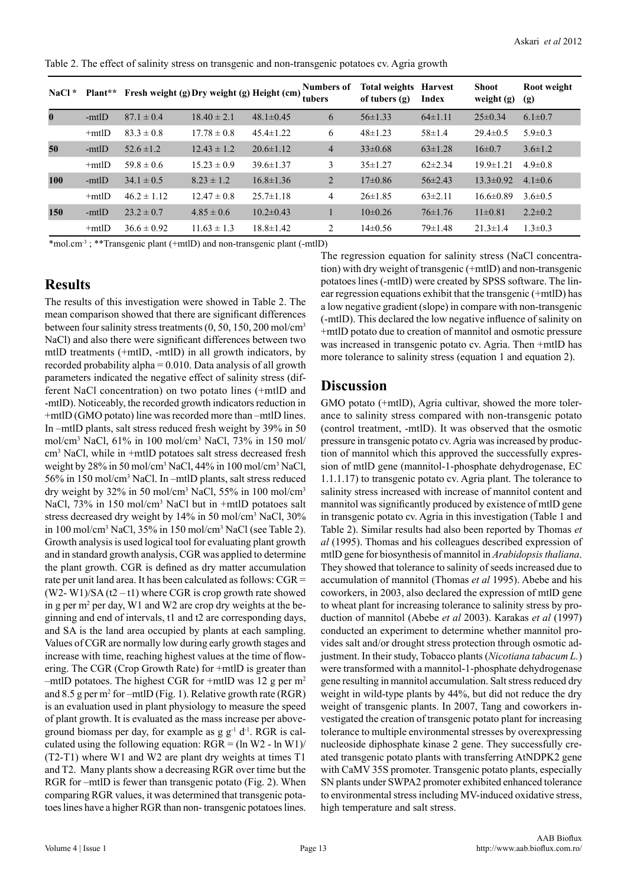Table 2. The effect of salinity stress on transgenic and non-transgenic potatoes cv. Agria growth

| NaCl * | Plant** | Fresh weight (g) | Dry weight (g) | Height (cm) | Numbers of tubers | Total weights of tubers (g) | Harvest Index | Shoot weight (g) | Root weight (g) |
|---|---|---|---|---|---|---|---|---|---|
| **0** | -mtlD | 87.1 ± 0.4 | 18.40 ± 2.1 | 48.1±0.45 | 6 | 56±1.33 | 64±1.11 | 25±0.34 | 6.1±0.7 |
| | +mtlD | 83.3 ± 0.8 | 17.78 ± 0.8 | 45.4±1.22 | 6 | 48±1.23 | 58±1.4 | 29.4±0.5 | 5.9±0.3 |
| **50** | -mtlD | 52.6 ±1.2 | 12.43 ± 1.2 | 20.6±1.12 | 4 | 33±0.68 | 63±1.28 | 16±0.7 | 3.6±1.2 |
| | +mtlD | 59.8 ± 0.6 | 15.23 ± 0.9 | 39.6±1.37 | 3 | 35±1.27 | 62±2.34 | 19.9±1.21 | 4.9±0.8 |
| **100** | -mtlD | 34.1 ± 0.5 | 8.23 ± 1.2 | 16.8±1.36 | 2 | 17±0.86 | 56±2.43 | 13.3±0.92 | 4.1±0.6 |
| | +mtlD | 46.2 ± 1.12 | 12.47 ± 0.8 | 25.7±1.18 | 4 | 26±1.85 | 63±2.11 | 16.6±0.89 | 3.6±0.5 |
| **150** | -mtlD | 23.2 ± 0.7 | 4.85 ± 0.6 | 10.2±0.43 | 1 | 10±0.26 | 76±1.76 | 11±0.81 | 2.2±0.2 |
| | +mtlD | 36.6 ± 0.92 | 11.63 ± 1.3 | 18.8±1.42 | 2 | 14±0.56 | 79±1.48 | 21.3±1.4 | 1.3±0.3 |

*mol.cm$^{-3}$ ; **Transgenic plant (+mtlD) and non-transgenic plant (-mtlD)

## Results

The results of this investigation were showed in Table 2. The mean comparison showed that there are significant differences between four salinity stress treatments (0, 50, 150, 200 mol/cm$^3$ NaCl) and also there were significant differences between two mtlD treatments (+mtlD, -mtlD) in all growth indicators, by recorded probability alpha = 0.010. Data analysis of all growth parameters indicated the negative effect of salinity stress (different NaCl concentration) on two potato lines (+mtlD and -mtlD). Noticeably, the recorded growth indicators reduction in +mtlD (GMO potato) line was recorded more than –mtlD lines. In –mtlD plants, salt stress reduced fresh weight by 39% in 50 mol/cm$^3$ NaCl, 61% in 100 mol/cm$^3$ NaCl, 73% in 150 mol/cm$^3$ NaCl, while in +mtlD potatoes salt stress decreased fresh weight by 28% in 50 mol/cm$^3$ NaCl, 44% in 100 mol/cm$^3$ NaCl, 56% in 150 mol/cm$^3$ NaCl. In –mtlD plants, salt stress reduced dry weight by 32% in 50 mol/cm$^3$ NaCl, 55% in 100 mol/cm$^3$ NaCl, 73% in 150 mol/cm$^3$ NaCl but in +mtlD potatoes salt stress decreased dry weight by 14% in 50 mol/cm$^3$ NaCl, 30% in 100 mol/cm$^3$ NaCl, 35% in 150 mol/cm$^3$ NaCl (see Table 2). Growth analysis is used logical tool for evaluating plant growth and in standard growth analysis, CGR was applied to determine the plant growth. CGR is defined as dry matter accumulation rate per unit land area. It has been calculated as follows: $CGR = (W2- W1)/SA\,(t2 – t1)$ where CGR is crop growth rate showed in g per m$^2$ per day, W1 and W2 are crop dry weights at the beginning and end of intervals, t1 and t2 are corresponding days, and SA is the land area occupied by plants at each sampling. Values of CGR are normally low during early growth stages and increase with time, reaching highest values at the time of flowering. The CGR (Crop Growth Rate) for +mtlD is greater than –mtlD potatoes. The highest CGR for +mtlD was 12 g per m$^2$ and 8.5 g per m$^2$ for –mtlD (Fig. 1). Relative growth rate (RGR) is an evaluation used in plant physiology to measure the speed of plant growth. It is evaluated as the mass increase per aboveground biomass per day, for example as g g$^{-1}$ d$^{-1}$. RGR is calculated using the following equation: $RGR = (\ln W2 - \ln W1)/(T2-T1)$ where W1 and W2 are plant dry weights at times T1 and T2. Many plants show a decreasing RGR over time but the RGR for –mtlD is fewer than transgenic potato (Fig. 2). When comparing RGR values, it was determined that transgenic potatoes lines have a higher RGR than non- transgenic potatoes lines.

The regression equation for salinity stress (NaCl concentration) with dry weight of transgenic (+mtlD) and non-transgenic potatoes lines (-mtlD) were created by SPSS software. The linear regression equations exhibit that the transgenic (+mtlD) has a low negative gradient (slope) in compare with non-transgenic (-mtlD). This declared the low negative influence of salinity on +mtlD potato due to creation of mannitol and osmotic pressure was increased in transgenic potato cv. Agria. Then +mtlD has more tolerance to salinity stress (equation 1 and equation 2).

## Discussion

GMO potato (+mtlD), Agria cultivar, showed the more tolerance to salinity stress compared with non-transgenic potato (control treatment, -mtlD). It was observed that the osmotic pressure in transgenic potato cv. Agria was increased by production of mannitol which this approved the successfully expression of mtlD gene (mannitol-1-phosphate dehydrogenase, EC 1.1.1.17) to transgenic potato cv. Agria plant. The tolerance to salinity stress increased with increase of mannitol content and mannitol was significantly produced by existence of mtlD gene in transgenic potato cv. Agria in this investigation (Table 1 and Table 2). Similar results had also been reported by Thomas *et al* (1995). Thomas and his colleagues described expression of mtlD gene for biosynthesis of mannitol in *Arabidopsis thaliana*. They showed that tolerance to salinity of seeds increased due to accumulation of mannitol (Thomas *et al* 1995). Abebe and his coworkers, in 2003, also declared the expression of mtlD gene to wheat plant for increasing tolerance to salinity stress by production of mannitol (Abebe *et al* 2003). Karakas *et al* (1997) conducted an experiment to determine whether mannitol provides salt and/or drought stress protection through osmotic adjustment. In their study, Tobacco plants (*Nicotiana tabacum L.*) were transformed with a mannitol-1-phosphate dehydrogenase gene resulting in mannitol accumulation. Salt stress reduced dry weight in wild-type plants by 44%, but did not reduce the dry weight of transgenic plants. In 2007, Tang and coworkers investigated the creation of transgenic potato plant for increasing tolerance to multiple environmental stresses by overexpressing nucleoside diphosphate kinase 2 gene. They successfully created transgenic potato plants with transferring AtNDPK2 gene with CaMV 35S promoter. Transgenic potato plants, especially SN plants under SWPA2 promoter exhibited enhanced tolerance to environmental stress including MV-induced oxidative stress, high temperature and salt stress.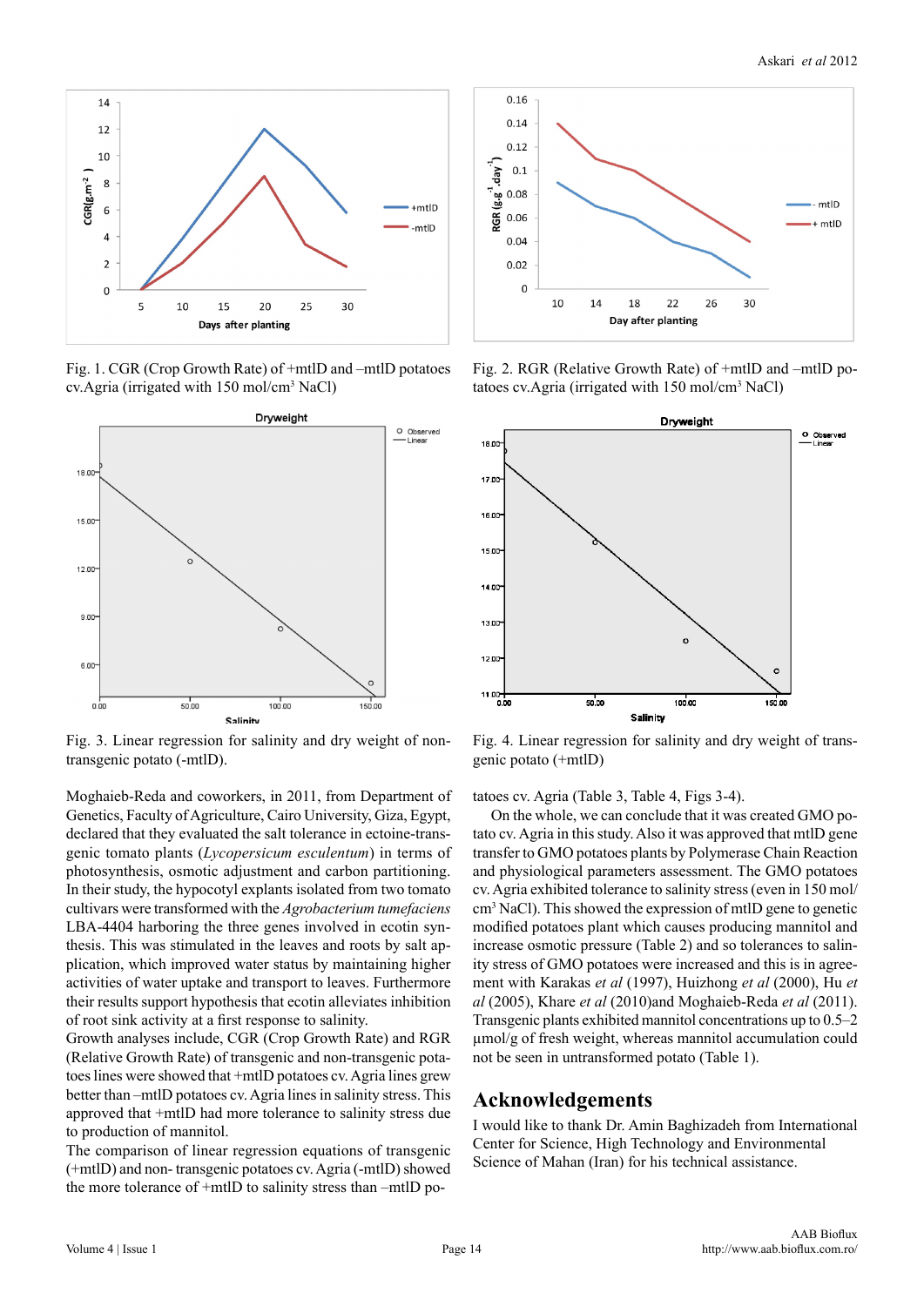Fig. 1. CGR (Crop Growth Rate) of +mtlD and –mtlD potatoes cv.Agria (irrigated with 150 mol/cm$^3$ NaCl)

Fig. 2. RGR (Relative Growth Rate) of +mtlD and –mtlD potatoes cv.Agria (irrigated with 150 mol/cm$^3$ NaCl)

Fig. 3. Linear regression for salinity and dry weight of non-transgenic potato (-mtlD).

Fig. 4. Linear regression for salinity and dry weight of transgenic potato (+mtlD)

Moghaieb-Reda and coworkers, in 2011, from Department of Genetics, Faculty of Agriculture, Cairo University, Giza, Egypt, declared that they evaluated the salt tolerance in ectoine-transgenic tomato plants (*Lycopersicum esculentum*) in terms of photosynthesis, osmotic adjustment and carbon partitioning. In their study, the hypocotyl explants isolated from two tomato cultivars were transformed with the *Agrobacterium tumefaciens* LBA-4404 harboring the three genes involved in ecotin synthesis. This was stimulated in the leaves and roots by salt application, which improved water status by maintaining higher activities of water uptake and transport to leaves. Furthermore their results support hypothesis that ecotin alleviates inhibition of root sink activity at a first response to salinity.

Growth analyses include, CGR (Crop Growth Rate) and RGR (Relative Growth Rate) of transgenic and non-transgenic potatoes lines were showed that +mtlD potatoes cv. Agria lines grew better than –mtlD potatoes cv. Agria lines in salinity stress. This approved that +mtlD had more tolerance to salinity stress due to production of mannitol.

The comparison of linear regression equations of transgenic (+mtlD) and non- transgenic potatoes cv. Agria (-mtlD) showed the more tolerance of +mtlD to salinity stress than –mtlD potatoes cv. Agria (Table 3, Table 4, Figs 3-4).

On the whole, we can conclude that it was created GMO potato cv. Agria in this study. Also it was approved that mtlD gene transfer to GMO potatoes plants by Polymerase Chain Reaction and physiological parameters assessment. The GMO potatoes cv. Agria exhibited tolerance to salinity stress (even in 150 mol/cm$^3$ NaCl). This showed the expression of mtlD gene to genetic modified potatoes plant which causes producing mannitol and increase osmotic pressure (Table 2) and so tolerances to salinity stress of GMO potatoes were increased and this is in agreement with Karakas *et al* (1997), Huizhong *et al* (2000), Hu *et al* (2005), Khare *et al* (2010)and Moghaieb-Reda *et al* (2011). Transgenic plants exhibited mannitol concentrations up to 0.5–2 µmol/g of fresh weight, whereas mannitol accumulation could not be seen in untransformed potato (Table 1).

## Acknowledgements

I would like to thank Dr. Amin Baghizadeh from International Center for Science, High Technology and Environmental Science of Mahan (Iran) for his technical assistance.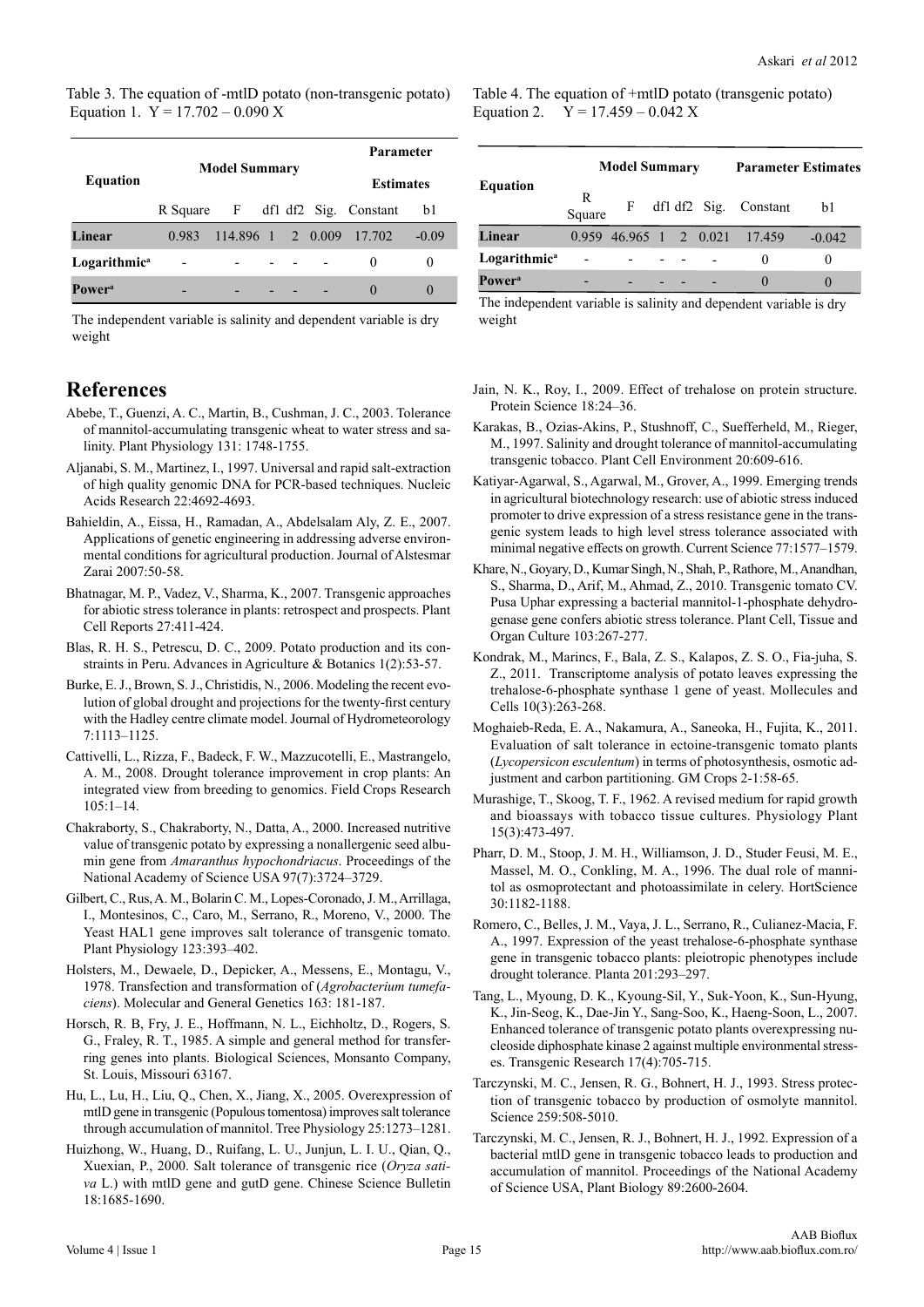Table 3. The equation of -mtlD potato (non-transgenic potato)
Equation 1. $Y = 17.702 – 0.090 X$

| Equation | Model Summary | | | | | Parameter Estimates | |
|---|---|---|---|---|---|---|---|
| | R Square | F | df1 | df2 | Sig. | Constant | b1 |
| **Linear** | 0.983 | 114.896 | 1 | 2 | 0.009 | 17.702 | -0.09 |
| **Logarithmic[a]** | - | - | - | - | - | 0 | 0 |
| **Power[a]** | - | - | - | - | - | 0 | 0 |

The independent variable is salinity and dependent variable is dry weight

Table 4. The equation of +mtlD potato (transgenic potato)
Equation 2. $Y = 17.459 – 0.042 X$

| Equation | Model Summary | | | | | Parameter Estimates | |
|---|---|---|---|---|---|---|---|
| | R Square | F | df1 | df2 | Sig. | Constant | b1 |
| **Linear** | 0.959 | 46.965 | 1 | 2 | 0.021 | 17.459 | -0.042 |
| **Logarithmic[a]** | - | - | - | - | - | 0 | 0 |
| **Power[a]** | - | - | - | - | - | 0 | 0 |

The independent variable is salinity and dependent variable is dry weight

# References

Abebe, T., Guenzi, A. C., Martin, B., Cushman, J. C., 2003. Tolerance of mannitol-accumulating transgenic wheat to water stress and salinity. Plant Physiology 131: 1748-1755.

Aljanabi, S. M., Martinez, I., 1997. Universal and rapid salt-extraction of high quality genomic DNA for PCR-based techniques. Nucleic Acids Research 22:4692-4693.

Bahieldin, A., Eissa, H., Ramadan, A., Abdelsalam Aly, Z. E., 2007. Applications of genetic engineering in addressing adverse environmental conditions for agricultural production. Journal of Alstesmar Zarai 2007:50-58.

Bhatnagar, M. P., Vadez, V., Sharma, K., 2007. Transgenic approaches for abiotic stress tolerance in plants: retrospect and prospects. Plant Cell Reports 27:411-424.

Blas, R. H. S., Petrescu, D. C., 2009. Potato production and its constraints in Peru. Advances in Agriculture & Botanics 1(2):53-57.

Burke, E. J., Brown, S. J., Christidis, N., 2006. Modeling the recent evolution of global drought and projections for the twenty-first century with the Hadley centre climate model. Journal of Hydrometeorology 7:1113–1125.

Cattivelli, L., Rizza, F., Badeck, F. W., Mazzucotelli, E., Mastrangelo, A. M., 2008. Drought tolerance improvement in crop plants: An integrated view from breeding to genomics. Field Crops Research 105:1–14.

Chakraborty, S., Chakraborty, N., Datta, A., 2000. Increased nutritive value of transgenic potato by expressing a nonallergenic seed albumin gene from *Amaranthus hypochondriacus*. Proceedings of the National Academy of Science USA 97(7):3724–3729.

Gilbert, C., Rus, A. M., Bolarin C. M., Lopes-Coronado, J. M., Arrillaga, I., Montesinos, C., Caro, M., Serrano, R., Moreno, V., 2000. The Yeast HAL1 gene improves salt tolerance of transgenic tomato. Plant Physiology 123:393–402.

Holsters, M., Dewaele, D., Depicker, A., Messens, E., Montagu, V., 1978. Transfection and transformation of (*Agrobacterium tumefaciens*). Molecular and General Genetics 163: 181-187.

Horsch, R. B, Fry, J. E., Hoffmann, N. L., Eichholtz, D., Rogers, S. G., Fraley, R. T., 1985. A simple and general method for transferring genes into plants. Biological Sciences, Monsanto Company, St. Louis, Missouri 63167.

Hu, L., Lu, H., Liu, Q., Chen, X., Jiang, X., 2005. Overexpression of mtlD gene in transgenic (Populous tomentosa) improves salt tolerance through accumulation of mannitol. Tree Physiology 25:1273–1281.

Huizhong, W., Huang, D., Ruifang, L. U., Junjun, L. I. U., Qian, Q., Xuexian, P., 2000. Salt tolerance of transgenic rice (*Oryza sativa* L.) with mtlD gene and gutD gene. Chinese Science Bulletin 18:1685-1690.

Jain, N. K., Roy, I., 2009. Effect of trehalose on protein structure. Protein Science 18:24–36.

Karakas, B., Ozias-Akins, P., Stushnoff, C., Suefferheld, M., Rieger, M., 1997. Salinity and drought tolerance of mannitol-accumulating transgenic tobacco. Plant Cell Environment 20:609-616.

Katiyar-Agarwal, S., Agarwal, M., Grover, A., 1999. Emerging trends in agricultural biotechnology research: use of abiotic stress induced promoter to drive expression of a stress resistance gene in the transgenic system leads to high level stress tolerance associated with minimal negative effects on growth. Current Science 77:1577–1579.

Khare, N., Goyary, D., Kumar Singh, N., Shah, P., Rathore, M., Anandhan, S., Sharma, D., Arif, M., Ahmad, Z., 2010. Transgenic tomato CV. Pusa Uphar expressing a bacterial mannitol-1-phosphate dehydrogenase gene confers abiotic stress tolerance. Plant Cell, Tissue and Organ Culture 103:267-277.

Kondrak, M., Marincs, F., Bala, Z. S., Kalapos, Z. S. O., Fia-juha, S. Z., 2011. Transcriptome analysis of potato leaves expressing the trehalose-6-phosphate synthase 1 gene of yeast. Mollecules and Cells 10(3):263-268.

Moghaieb-Reda, E. A., Nakamura, A., Saneoka, H., Fujita, K., 2011. Evaluation of salt tolerance in ectoine-transgenic tomato plants (*Lycopersicon esculentum*) in terms of photosynthesis, osmotic adjustment and carbon partitioning. GM Crops 2-1:58-65.

Murashige, T., Skoog, T. F., 1962. A revised medium for rapid growth and bioassays with tobacco tissue cultures. Physiology Plant 15(3):473-497.

Pharr, D. M., Stoop, J. M. H., Williamson, J. D., Studer Feusi, M. E., Massel, M. O., Conkling, M. A., 1996. The dual role of mannitol as osmoprotectant and photoassimilate in celery. HortScience 30:1182-1188.

Romero, C., Belles, J. M., Vaya, J. L., Serrano, R., Culianez-Macia, F. A., 1997. Expression of the yeast trehalose-6-phosphate synthase gene in transgenic tobacco plants: pleiotropic phenotypes include drought tolerance. Planta 201:293–297.

Tang, L., Myoung, D. K., Kyoung-Sil, Y., Suk-Yoon, K., Sun-Hyung, K., Jin-Seog, K., Dae-Jin Y., Sang-Soo, K., Haeng-Soon, L., 2007. Enhanced tolerance of transgenic potato plants overexpressing nucleoside diphosphate kinase 2 against multiple environmental stresses. Transgenic Research 17(4):705-715.

Tarczynski, M. C., Jensen, R. G., Bohnert, H. J., 1993. Stress protection of transgenic tobacco by production of osmolyte mannitol. Science 259:508-5010.

Tarczynski, M. C., Jensen, R. J., Bohnert, H. J., 1992. Expression of a bacterial mtlD gene in transgenic tobacco leads to production and accumulation of mannitol. Proceedings of the National Academy of Science USA, Plant Biology 89:2600-2604.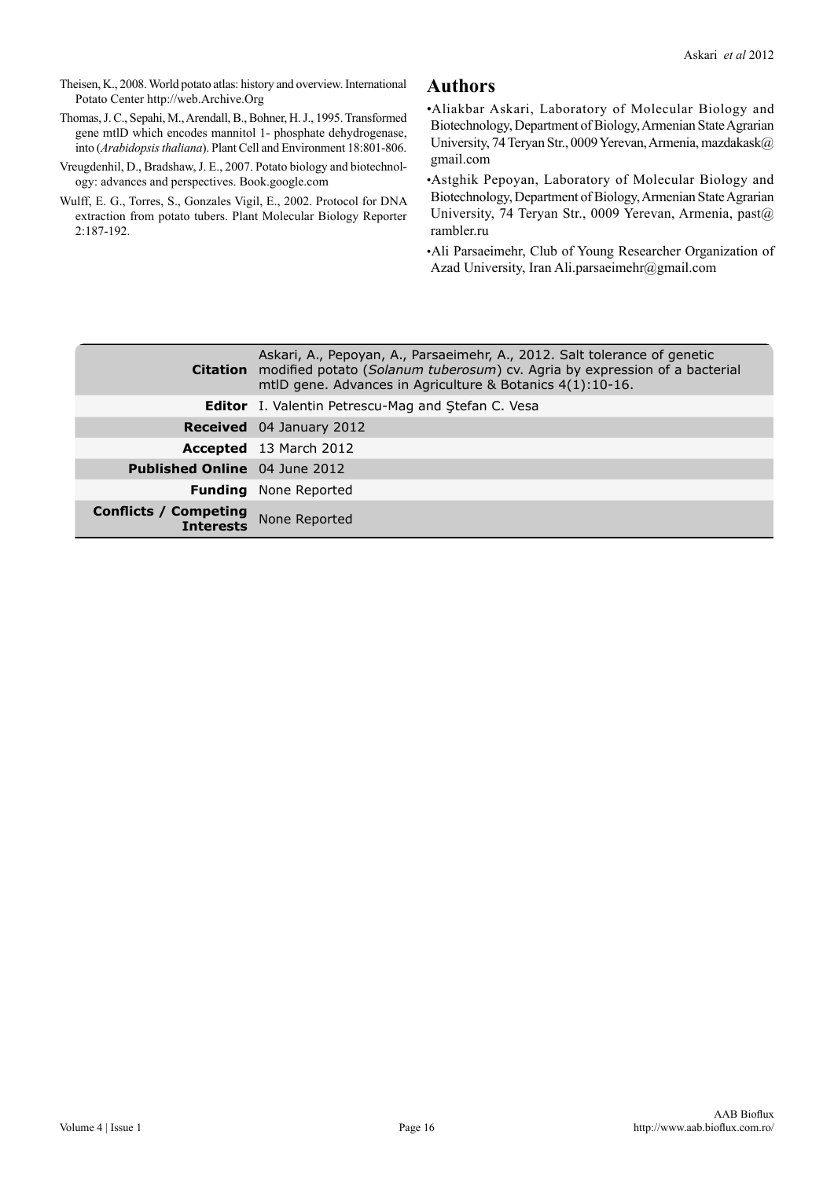Theisen, K., 2008. World potato atlas: history and overview. International Potato Center http://web.Archive.Org

Thomas, J. C., Sepahi, M., Arendall, B., Bohner, H. J., 1995. Transformed gene mtlD which encodes mannitol 1- phosphate dehydrogenase, into (*Arabidopsis thaliana*). Plant Cell and Environment 18:801-806.

Vreugdenhil, D., Bradshaw, J. E., 2007. Potato biology and biotechnology: advances and perspectives. Book.google.com

Wulff, E. G., Torres, S., Gonzales Vigil, E., 2002. Protocol for DNA extraction from potato tubers. Plant Molecular Biology Reporter 2:187-192.

## Authors

- Aliakbar Askari, Laboratory of Molecular Biology and Biotechnology, Department of Biology, Armenian State Agrarian University, 74 Teryan Str., 0009 Yerevan, Armenia, mazdakask@gmail.com
- Astghik Pepoyan, Laboratory of Molecular Biology and Biotechnology, Department of Biology, Armenian State Agrarian University, 74 Teryan Str., 0009 Yerevan, Armenia, past@rambler.ru
- Ali Parsaeimehr, Club of Young Researcher Organization of Azad University, Iran Ali.parsaeimehr@gmail.com

| | |
|---|---|
| **Citation** | Askari, A., Pepoyan, A., Parsaeimehr, A., 2012. Salt tolerance of genetic modified potato (*Solanum tuberosum*) cv. Agria by expression of a bacterial mtlD gene. Advances in Agriculture & Botanics 4(1):10-16. |
| **Editor** | I. Valentin Petrescu-Mag and Ştefan C. Vesa |
| **Received** | 04 January 2012 |
| **Accepted** | 13 March 2012 |
| **Published Online** | 04 June 2012 |
| **Funding** | None Reported |
| **Conflicts / Competing Interests** | None Reported |